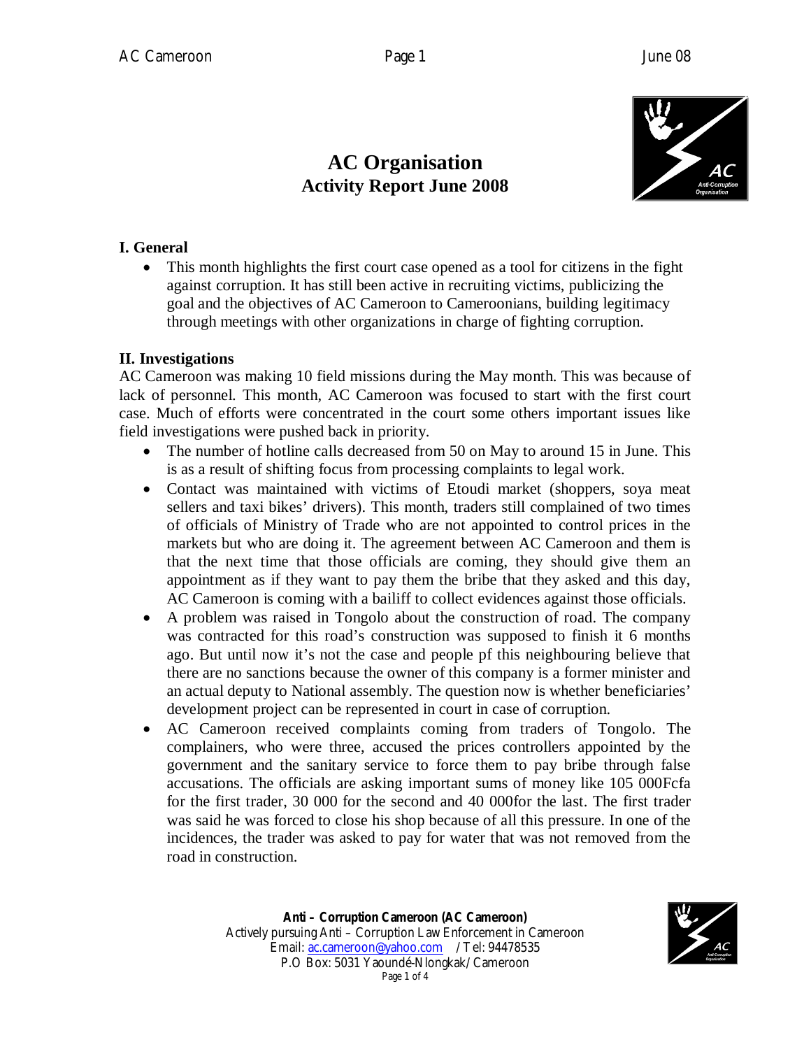# AC Organisation

## Activity Report June 2008

### I. General

- This month highlights the first court case opened as a tool for citizens in the fight against corruption. It has still been active in recruiting victims, publicizing the goal and the objectives of AC Cameroon to Cameroonians, building legitimacy through meetings with other organizations in charge of fighting corruption.

### II. Investigations

AC Cameroon was making 10 field missions during the May month. This was because of lack of personnel. This month, AC Cameroon was focused to start with the first court case. Much of efforts were concentrated in the court some others important issues like field investigations were pushed back in priority.

- The number of hotline calls decreased from 50 on May to around 15 in June. This is as a result of shifting focus from processing complaints to legal work.
- Contact was maintained with victims of Etoudi market (shoppers, soya meat sellers and taxi bikes' drivers). This month, traders still complained of two times of officials of Ministry of Trade who are not appointed to control prices in the markets but who are doing it. The agreement between AC Cameroon and them is that the next time that those officials are coming, they should give them an appointment as if they want to pay them the bribe that they asked and this day, AC Cameroon is coming with a bailiff to collect evidences against those officials.
- A problem was raised in Tongolo about the construction of road. The company was contracted for this road's construction was supposed to finish it 6 months ago. But until now it's not the case and people pf this neighbouring believe that there are no sanctions because the owner of this company is a former minister and an actual deputy to National assembly. The question now is whether beneficiaries' development project can be represented in court in case of corruption.
- AC Cameroon received complaints coming from traders of Tongolo. The complainers, who were three, accused the prices controllers appointed by the government and the sanitary service to force them to pay bribe through false accusations. The officials are asking important sums of money like 105 000Fcfa for the first trader, 30 000 for the second and 40 000for the last. The first trader was said he was forced to close his shop because of all this pressure. In one of the incidences, the trader was asked to pay for water that was not removed from the road in construction.

**Anti – Corruption Cameroon (AC Cameroon)**
Actively pursuing Anti – Corruption Law Enforcement in Cameroon
Email: ac.cameroon@yahoo.com / Tel: 94478535
P.O Box: 5031 Yaoundé-Nlongkak/ Cameroon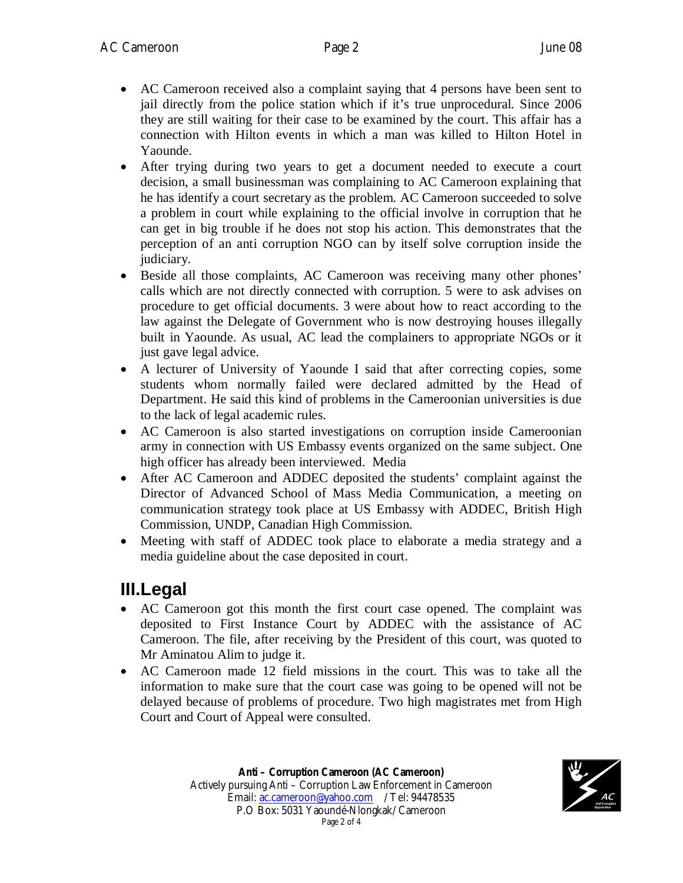- AC Cameroon received also a complaint saying that 4 persons have been sent to jail directly from the police station which if it's true unprocedural. Since 2006 they are still waiting for their case to be examined by the court. This affair has a connection with Hilton events in which a man was killed to Hilton Hotel in Yaounde.
- After trying during two years to get a document needed to execute a court decision, a small businessman was complaining to AC Cameroon explaining that he has identify a court secretary as the problem. AC Cameroon succeeded to solve a problem in court while explaining to the official involve in corruption that he can get in big trouble if he does not stop his action. This demonstrates that the perception of an anti corruption NGO can by itself solve corruption inside the judiciary.
- Beside all those complaints, AC Cameroon was receiving many other phones' calls which are not directly connected with corruption. 5 were to ask advises on procedure to get official documents. 3 were about how to react according to the law against the Delegate of Government who is now destroying houses illegally built in Yaounde. As usual, AC lead the complainers to appropriate NGOs or it just gave legal advice.
- A lecturer of University of Yaounde I said that after correcting copies, some students whom normally failed were declared admitted by the Head of Department. He said this kind of problems in the Cameroonian universities is due to the lack of legal academic rules.
- AC Cameroon is also started investigations on corruption inside Cameroonian army in connection with US Embassy events organized on the same subject. One high officer has already been interviewed. Media
- After AC Cameroon and ADDEC deposited the students' complaint against the Director of Advanced School of Mass Media Communication, a meeting on communication strategy took place at US Embassy with ADDEC, British High Commission, UNDP, Canadian High Commission.
- Meeting with staff of ADDEC took place to elaborate a media strategy and a media guideline about the case deposited in court.

## III.Legal

- AC Cameroon got this month the first court case opened. The complaint was deposited to First Instance Court by ADDEC with the assistance of AC Cameroon. The file, after receiving by the President of this court, was quoted to Mr Aminatou Alim to judge it.
- AC Cameroon made 12 field missions in the court. This was to take all the information to make sure that the court case was going to be opened will not be delayed because of problems of procedure. Two high magistrates met from High Court and Court of Appeal were consulted.

**Anti – Corruption Cameroon (AC Cameroon)**
Actively pursuing Anti – Corruption Law Enforcement in Cameroon
Email: ac.cameroon@yahoo.com / Tel: 94478535
P.O Box: 5031 Yaoundé-Nlongkak/ Cameroon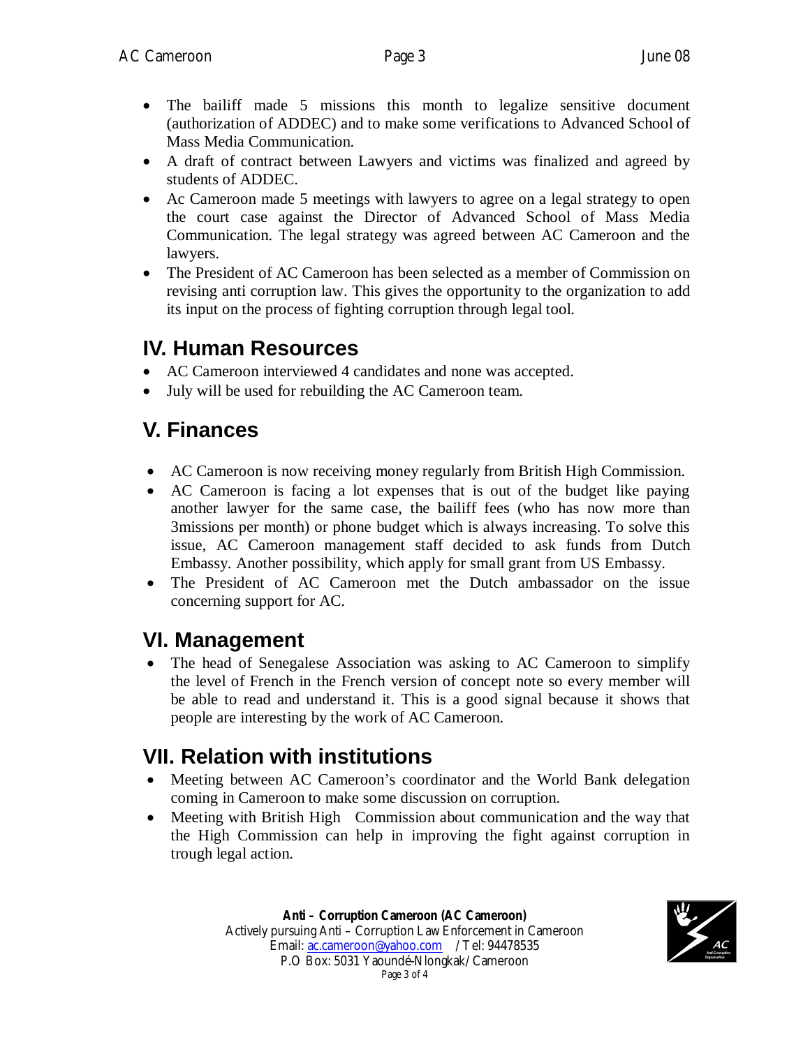- The bailiff made 5 missions this month to legalize sensitive document (authorization of ADDEC) and to make some verifications to Advanced School of Mass Media Communication.
- A draft of contract between Lawyers and victims was finalized and agreed by students of ADDEC.
- Ac Cameroon made 5 meetings with lawyers to agree on a legal strategy to open the court case against the Director of Advanced School of Mass Media Communication. The legal strategy was agreed between AC Cameroon and the lawyers.
- The President of AC Cameroon has been selected as a member of Commission on revising anti corruption law. This gives the opportunity to the organization to add its input on the process of fighting corruption through legal tool.

## IV. Human Resources

- AC Cameroon interviewed 4 candidates and none was accepted.
- July will be used for rebuilding the AC Cameroon team.

## V. Finances

- AC Cameroon is now receiving money regularly from British High Commission.
- AC Cameroon is facing a lot expenses that is out of the budget like paying another lawyer for the same case, the bailiff fees (who has now more than 3missions per month) or phone budget which is always increasing. To solve this issue, AC Cameroon management staff decided to ask funds from Dutch Embassy. Another possibility, which apply for small grant from US Embassy.
- The President of AC Cameroon met the Dutch ambassador on the issue concerning support for AC.

## VI. Management

- The head of Senegalese Association was asking to AC Cameroon to simplify the level of French in the French version of concept note so every member will be able to read and understand it. This is a good signal because it shows that people are interesting by the work of AC Cameroon.

## VII. Relation with institutions

- Meeting between AC Cameroon's coordinator and the World Bank delegation coming in Cameroon to make some discussion on corruption.
- Meeting with British High Commission about communication and the way that the High Commission can help in improving the fight against corruption in trough legal action.

**Anti – Corruption Cameroon (AC Cameroon)**
Actively pursuing Anti – Corruption Law Enforcement in Cameroon
Email: ac.cameroon@yahoo.com / Tel: 94478535
P.O Box: 5031 Yaoundé-Nlongkak/ Cameroon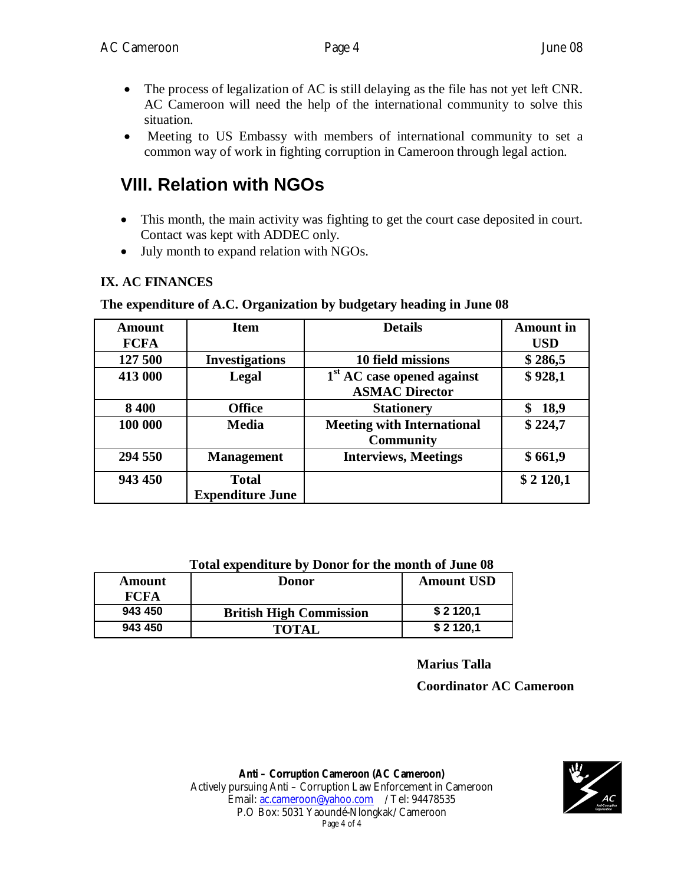- The process of legalization of AC is still delaying as the file has not yet left CNR. AC Cameroon will need the help of the international community to solve this situation.
- Meeting to US Embassy with members of international community to set a common way of work in fighting corruption in Cameroon through legal action.

## VIII. Relation with NGOs

- This month, the main activity was fighting to get the court case deposited in court. Contact was kept with ADDEC only.
- July month to expand relation with NGOs.

### IX. AC FINANCES

**The expenditure of A.C. Organization by budgetary heading in June 08**

| Amount FCFA | Item | Details | Amount in USD |
|---|---|---|---|
| 127 500 | Investigations | 10 field missions | $ 286,5 |
| 413 000 | Legal | 1st AC case opened against ASMAC Director | $ 928,1 |
| 8 400 | Office | Stationery | $ 18,9 |
| 100 000 | Media | Meeting with International Community | $ 224,7 |
| 294 550 | Management | Interviews, Meetings | $ 661,9 |
| 943 450 | Total Expenditure June | | $ 2 120,1 |

**Total expenditure by Donor for the month of June 08**

| Amount FCFA | Donor | Amount USD |
|---|---|---|
| 943 450 | British High Commission | $ 2 120,1 |
| 943 450 | TOTAL | $ 2 120,1 |

**Marius Talla**

**Coordinator AC Cameroon**

**Anti – Corruption Cameroon (AC Cameroon)**
Actively pursuing Anti – Corruption Law Enforcement in Cameroon
Email: ac.cameroon@yahoo.com / Tel: 94478535
P.O Box: 5031 Yaoundé-Nlongkak/ Cameroon